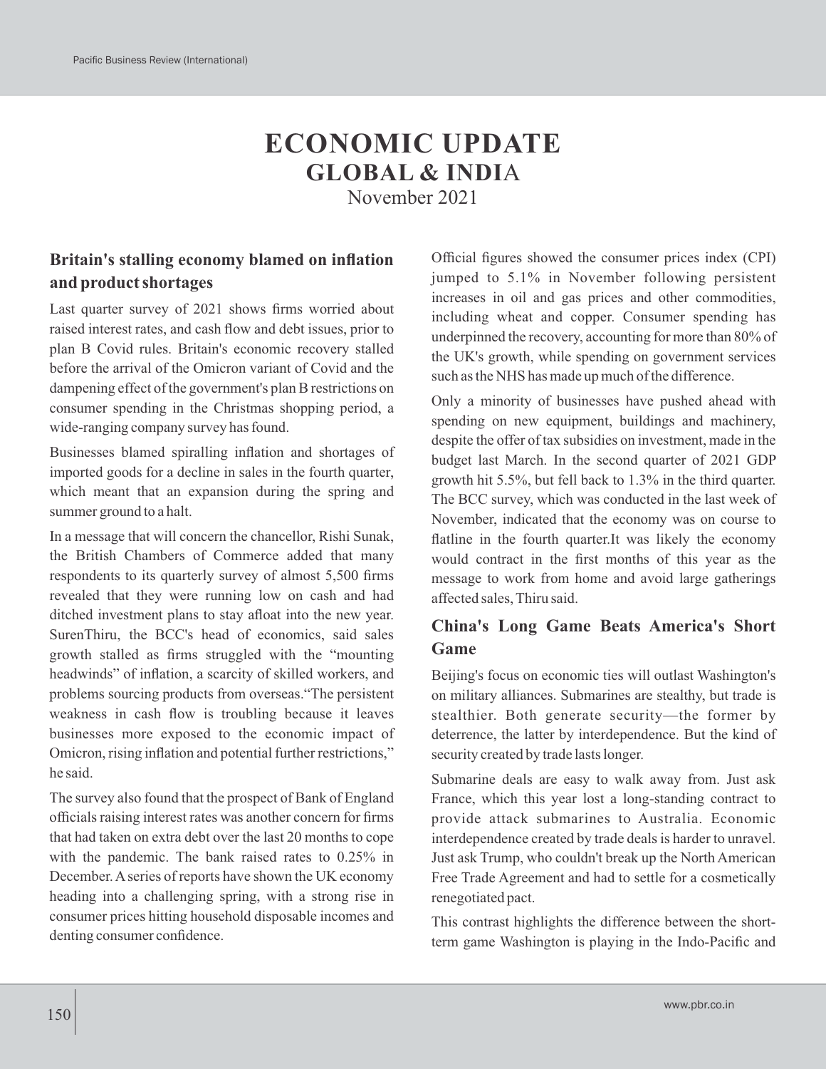# ECONOMIC UPDATE
## GLOBAL & INDIA
November 2021

### Britain's stalling economy blamed on inflation and product shortages

Last quarter survey of 2021 shows firms worried about raised interest rates, and cash flow and debt issues, prior to plan B Covid rules. Britain's economic recovery stalled before the arrival of the Omicron variant of Covid and the dampening effect of the government's plan B restrictions on consumer spending in the Christmas shopping period, a wide-ranging company survey has found.

Businesses blamed spiralling inflation and shortages of imported goods for a decline in sales in the fourth quarter, which meant that an expansion during the spring and summer ground to a halt.

In a message that will concern the chancellor, Rishi Sunak, the British Chambers of Commerce added that many respondents to its quarterly survey of almost 5,500 firms revealed that they were running low on cash and had ditched investment plans to stay afloat into the new year. SurenThiru, the BCC's head of economics, said sales growth stalled as firms struggled with the "mounting headwinds" of inflation, a scarcity of skilled workers, and problems sourcing products from overseas."The persistent weakness in cash flow is troubling because it leaves businesses more exposed to the economic impact of Omicron, rising inflation and potential further restrictions," he said.

The survey also found that the prospect of Bank of England officials raising interest rates was another concern for firms that had taken on extra debt over the last 20 months to cope with the pandemic. The bank raised rates to 0.25% in December. A series of reports have shown the UK economy heading into a challenging spring, with a strong rise in consumer prices hitting household disposable incomes and denting consumer confidence.

Official figures showed the consumer prices index (CPI) jumped to 5.1% in November following persistent increases in oil and gas prices and other commodities, including wheat and copper. Consumer spending has underpinned the recovery, accounting for more than 80% of the UK's growth, while spending on government services such as the NHS has made up much of the difference.

Only a minority of businesses have pushed ahead with spending on new equipment, buildings and machinery, despite the offer of tax subsidies on investment, made in the budget last March. In the second quarter of 2021 GDP growth hit 5.5%, but fell back to 1.3% in the third quarter. The BCC survey, which was conducted in the last week of November, indicated that the economy was on course to flatline in the fourth quarter.It was likely the economy would contract in the first months of this year as the message to work from home and avoid large gatherings affected sales, Thiru said.

### China's Long Game Beats America's Short Game

Beijing's focus on economic ties will outlast Washington's on military alliances. Submarines are stealthy, but trade is stealthier. Both generate security—the former by deterrence, the latter by interdependence. But the kind of security created by trade lasts longer.

Submarine deals are easy to walk away from. Just ask France, which this year lost a long-standing contract to provide attack submarines to Australia. Economic interdependence created by trade deals is harder to unravel. Just ask Trump, who couldn't break up the North American Free Trade Agreement and had to settle for a cosmetically renegotiated pact.

This contrast highlights the difference between the short-term game Washington is playing in the Indo-Pacific and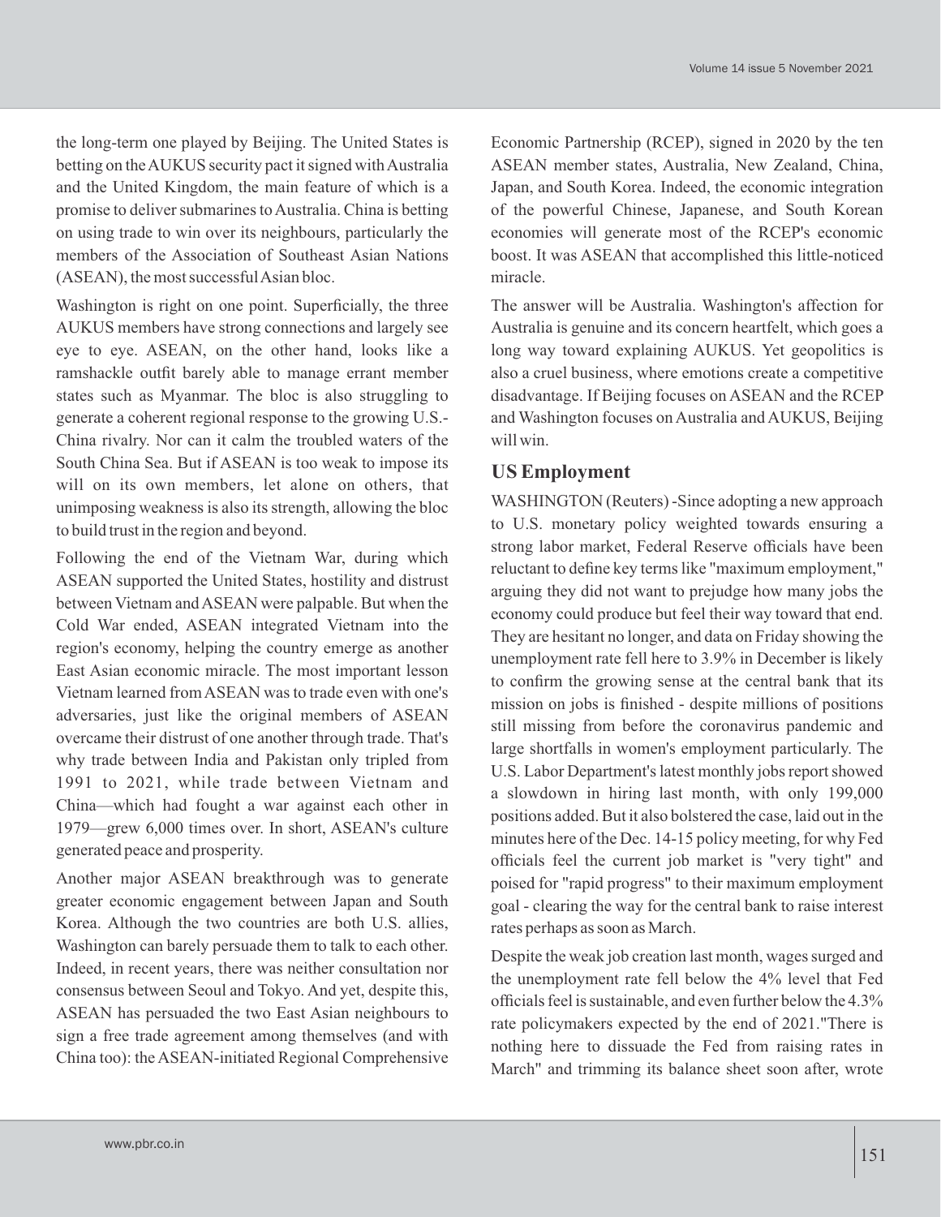the long-term one played by Beijing. The United States is betting on the AUKUS security pact it signed with Australia and the United Kingdom, the main feature of which is a promise to deliver submarines to Australia. China is betting on using trade to win over its neighbours, particularly the members of the Association of Southeast Asian Nations (ASEAN), the most successful Asian bloc.

Washington is right on one point. Superficially, the three AUKUS members have strong connections and largely see eye to eye. ASEAN, on the other hand, looks like a ramshackle outfit barely able to manage errant member states such as Myanmar. The bloc is also struggling to generate a coherent regional response to the growing U.S.-China rivalry. Nor can it calm the troubled waters of the South China Sea. But if ASEAN is too weak to impose its will on its own members, let alone on others, that unimposing weakness is also its strength, allowing the bloc to build trust in the region and beyond.

Following the end of the Vietnam War, during which ASEAN supported the United States, hostility and distrust between Vietnam and ASEAN were palpable. But when the Cold War ended, ASEAN integrated Vietnam into the region's economy, helping the country emerge as another East Asian economic miracle. The most important lesson Vietnam learned from ASEAN was to trade even with one's adversaries, just like the original members of ASEAN overcame their distrust of one another through trade. That's why trade between India and Pakistan only tripled from 1991 to 2021, while trade between Vietnam and China—which had fought a war against each other in 1979—grew 6,000 times over. In short, ASEAN's culture generated peace and prosperity.

Another major ASEAN breakthrough was to generate greater economic engagement between Japan and South Korea. Although the two countries are both U.S. allies, Washington can barely persuade them to talk to each other. Indeed, in recent years, there was neither consultation nor consensus between Seoul and Tokyo. And yet, despite this, ASEAN has persuaded the two East Asian neighbours to sign a free trade agreement among themselves (and with China too): the ASEAN-initiated Regional Comprehensive Economic Partnership (RCEP), signed in 2020 by the ten ASEAN member states, Australia, New Zealand, China, Japan, and South Korea. Indeed, the economic integration of the powerful Chinese, Japanese, and South Korean economies will generate most of the RCEP's economic boost. It was ASEAN that accomplished this little-noticed miracle.

The answer will be Australia. Washington's affection for Australia is genuine and its concern heartfelt, which goes a long way toward explaining AUKUS. Yet geopolitics is also a cruel business, where emotions create a competitive disadvantage. If Beijing focuses on ASEAN and the RCEP and Washington focuses on Australia and AUKUS, Beijing will win.

## US Employment

WASHINGTON (Reuters) -Since adopting a new approach to U.S. monetary policy weighted towards ensuring a strong labor market, Federal Reserve officials have been reluctant to define key terms like "maximum employment," arguing they did not want to prejudge how many jobs the economy could produce but feel their way toward that end. They are hesitant no longer, and data on Friday showing the unemployment rate fell here to 3.9% in December is likely to confirm the growing sense at the central bank that its mission on jobs is finished - despite millions of positions still missing from before the coronavirus pandemic and large shortfalls in women's employment particularly. The U.S. Labor Department's latest monthly jobs report showed a slowdown in hiring last month, with only 199,000 positions added. But it also bolstered the case, laid out in the minutes here of the Dec. 14-15 policy meeting, for why Fed officials feel the current job market is "very tight" and poised for "rapid progress" to their maximum employment goal - clearing the way for the central bank to raise interest rates perhaps as soon as March.

Despite the weak job creation last month, wages surged and the unemployment rate fell below the 4% level that Fed officials feel is sustainable, and even further below the 4.3% rate policymakers expected by the end of 2021."There is nothing here to dissuade the Fed from raising rates in March" and trimming its balance sheet soon after, wrote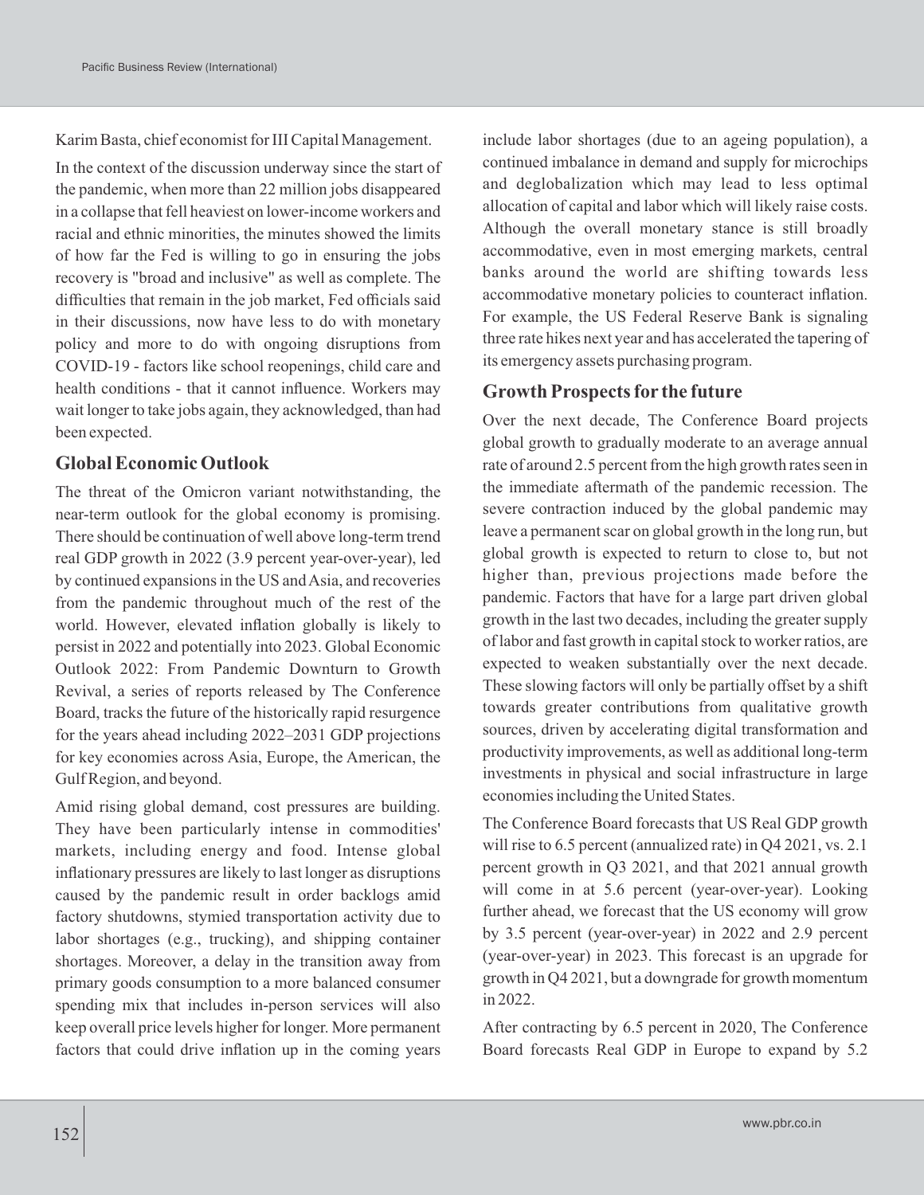Karim Basta, chief economist for III Capital Management.

In the context of the discussion underway since the start of the pandemic, when more than 22 million jobs disappeared in a collapse that fell heaviest on lower-income workers and racial and ethnic minorities, the minutes showed the limits of how far the Fed is willing to go in ensuring the jobs recovery is "broad and inclusive" as well as complete. The difficulties that remain in the job market, Fed officials said in their discussions, now have less to do with monetary policy and more to do with ongoing disruptions from COVID-19 - factors like school reopenings, child care and health conditions - that it cannot influence. Workers may wait longer to take jobs again, they acknowledged, than had been expected.

## Global Economic Outlook

The threat of the Omicron variant notwithstanding, the near-term outlook for the global economy is promising. There should be continuation of well above long-term trend real GDP growth in 2022 (3.9 percent year-over-year), led by continued expansions in the US and Asia, and recoveries from the pandemic throughout much of the rest of the world. However, elevated inflation globally is likely to persist in 2022 and potentially into 2023. Global Economic Outlook 2022: From Pandemic Downturn to Growth Revival, a series of reports released by The Conference Board, tracks the future of the historically rapid resurgence for the years ahead including 2022–2031 GDP projections for key economies across Asia, Europe, the American, the Gulf Region, and beyond.

Amid rising global demand, cost pressures are building. They have been particularly intense in commodities' markets, including energy and food. Intense global inflationary pressures are likely to last longer as disruptions caused by the pandemic result in order backlogs amid factory shutdowns, stymied transportation activity due to labor shortages (e.g., trucking), and shipping container shortages. Moreover, a delay in the transition away from primary goods consumption to a more balanced consumer spending mix that includes in-person services will also keep overall price levels higher for longer. More permanent factors that could drive inflation up in the coming years include labor shortages (due to an ageing population), a continued imbalance in demand and supply for microchips and deglobalization which may lead to less optimal allocation of capital and labor which will likely raise costs. Although the overall monetary stance is still broadly accommodative, even in most emerging markets, central banks around the world are shifting towards less accommodative monetary policies to counteract inflation. For example, the US Federal Reserve Bank is signaling three rate hikes next year and has accelerated the tapering of its emergency assets purchasing program.

## Growth Prospects for the future

Over the next decade, The Conference Board projects global growth to gradually moderate to an average annual rate of around 2.5 percent from the high growth rates seen in the immediate aftermath of the pandemic recession. The severe contraction induced by the global pandemic may leave a permanent scar on global growth in the long run, but global growth is expected to return to close to, but not higher than, previous projections made before the pandemic. Factors that have for a large part driven global growth in the last two decades, including the greater supply of labor and fast growth in capital stock to worker ratios, are expected to weaken substantially over the next decade. These slowing factors will only be partially offset by a shift towards greater contributions from qualitative growth sources, driven by accelerating digital transformation and productivity improvements, as well as additional long-term investments in physical and social infrastructure in large economies including the United States.

The Conference Board forecasts that US Real GDP growth will rise to 6.5 percent (annualized rate) in Q4 2021, vs. 2.1 percent growth in Q3 2021, and that 2021 annual growth will come in at 5.6 percent (year-over-year). Looking further ahead, we forecast that the US economy will grow by 3.5 percent (year-over-year) in 2022 and 2.9 percent (year-over-year) in 2023. This forecast is an upgrade for growth in Q4 2021, but a downgrade for growth momentum in 2022.

After contracting by 6.5 percent in 2020, The Conference Board forecasts Real GDP in Europe to expand by 5.2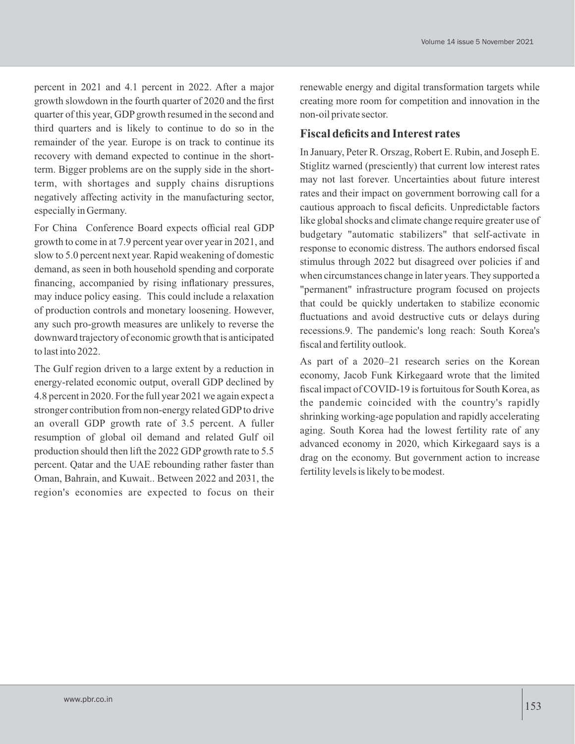percent in 2021 and 4.1 percent in 2022. After a major growth slowdown in the fourth quarter of 2020 and the first quarter of this year, GDP growth resumed in the second and third quarters and is likely to continue to do so in the remainder of the year. Europe is on track to continue its recovery with demand expected to continue in the short-term. Bigger problems are on the supply side in the short-term, with shortages and supply chains disruptions negatively affecting activity in the manufacturing sector, especially in Germany.

For China  Conference Board expects official real GDP growth to come in at 7.9 percent year over year in 2021, and slow to 5.0 percent next year. Rapid weakening of domestic demand, as seen in both household spending and corporate financing, accompanied by rising inflationary pressures, may induce policy easing.  This could include a relaxation of production controls and monetary loosening. However, any such pro-growth measures are unlikely to reverse the downward trajectory of economic growth that is anticipated to last into 2022.

The Gulf region driven to a large extent by a reduction in energy-related economic output, overall GDP declined by 4.8 percent in 2020. For the full year 2021 we again expect a stronger contribution from non-energy related GDP to drive an overall GDP growth rate of 3.5 percent. A fuller resumption of global oil demand and related Gulf oil production should then lift the 2022 GDP growth rate to 5.5 percent. Qatar and the UAE rebounding rather faster than Oman, Bahrain, and Kuwait.. Between 2022 and 2031, the region's economies are expected to focus on their renewable energy and digital transformation targets while creating more room for competition and innovation in the non-oil private sector.

## Fiscal deficits and Interest rates

In January, Peter R. Orszag, Robert E. Rubin, and Joseph E. Stiglitz warned (presciently) that current low interest rates may not last forever. Uncertainties about future interest rates and their impact on government borrowing call for a cautious approach to fiscal deficits. Unpredictable factors like global shocks and climate change require greater use of budgetary "automatic stabilizers" that self-activate in response to economic distress. The authors endorsed fiscal stimulus through 2022 but disagreed over policies if and when circumstances change in later years. They supported a "permanent" infrastructure program focused on projects that could be quickly undertaken to stabilize economic fluctuations and avoid destructive cuts or delays during recessions.9. The pandemic's long reach: South Korea's fiscal and fertility outlook.

As part of a 2020–21 research series on the Korean economy, Jacob Funk Kirkegaard wrote that the limited fiscal impact of COVID-19 is fortuitous for South Korea, as the pandemic coincided with the country's rapidly shrinking working-age population and rapidly accelerating aging. South Korea had the lowest fertility rate of any advanced economy in 2020, which Kirkegaard says is a drag on the economy. But government action to increase fertility levels is likely to be modest.